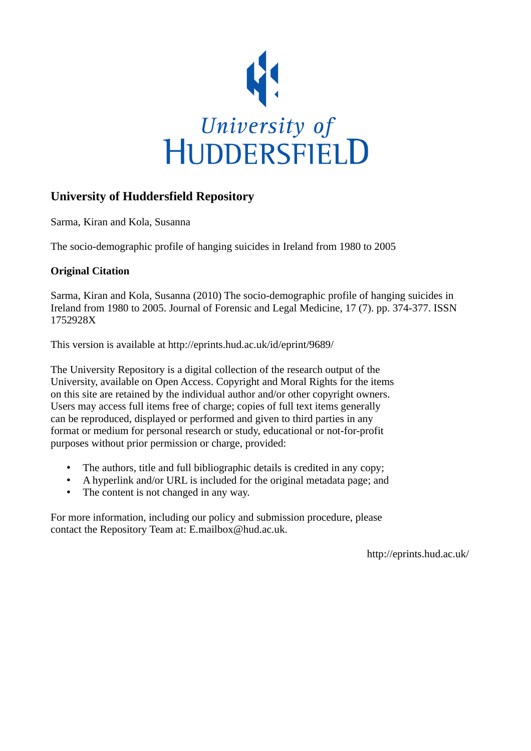University of HUDDERSFIELD

# University of Huddersfield Repository

Sarma, Kiran and Kola, Susanna

The socio-demographic profile of hanging suicides in Ireland from 1980 to 2005

## Original Citation

Sarma, Kiran and Kola, Susanna (2010) The socio-demographic profile of hanging suicides in Ireland from 1980 to 2005. Journal of Forensic and Legal Medicine, 17 (7). pp. 374-377. ISSN 1752928X

This version is available at http://eprints.hud.ac.uk/id/eprint/9689/

The University Repository is a digital collection of the research output of the University, available on Open Access. Copyright and Moral Rights for the items on this site are retained by the individual author and/or other copyright owners. Users may access full items free of charge; copies of full text items generally can be reproduced, displayed or performed and given to third parties in any format or medium for personal research or study, educational or not-for-profit purposes without prior permission or charge, provided:

- The authors, title and full bibliographic details is credited in any copy;
- A hyperlink and/or URL is included for the original metadata page; and
- The content is not changed in any way.

For more information, including our policy and submission procedure, please contact the Repository Team at: E.mailbox@hud.ac.uk.

http://eprints.hud.ac.uk/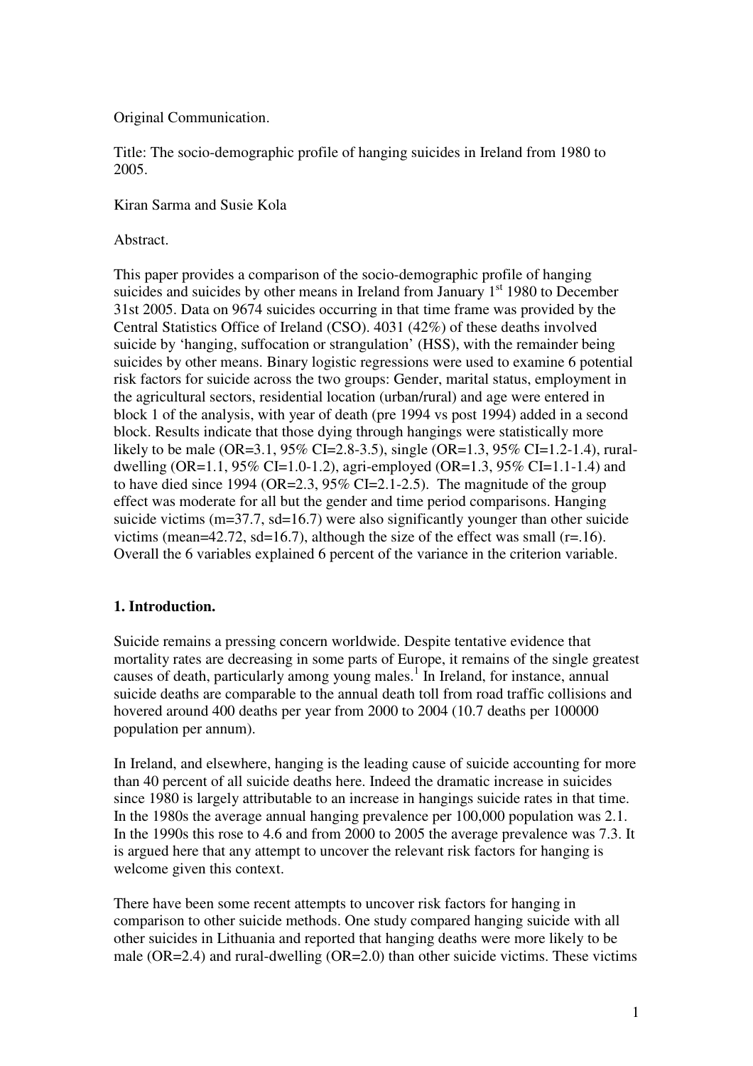Original Communication.

Title: The socio-demographic profile of hanging suicides in Ireland from 1980 to 2005.

Kiran Sarma and Susie Kola

Abstract.

This paper provides a comparison of the socio-demographic profile of hanging suicides and suicides by other means in Ireland from January 1st 1980 to December 31st 2005. Data on 9674 suicides occurring in that time frame was provided by the Central Statistics Office of Ireland (CSO). 4031 (42%) of these deaths involved suicide by 'hanging, suffocation or strangulation' (HSS), with the remainder being suicides by other means. Binary logistic regressions were used to examine 6 potential risk factors for suicide across the two groups: Gender, marital status, employment in the agricultural sectors, residential location (urban/rural) and age were entered in block 1 of the analysis, with year of death (pre 1994 vs post 1994) added in a second block. Results indicate that those dying through hangings were statistically more likely to be male (OR=3.1, 95% CI=2.8-3.5), single (OR=1.3, 95% CI=1.2-1.4), rural-dwelling (OR=1.1, 95% CI=1.0-1.2), agri-employed (OR=1.3, 95% CI=1.1-1.4) and to have died since 1994 (OR=2.3, 95% CI=2.1-2.5). The magnitude of the group effect was moderate for all but the gender and time period comparisons. Hanging suicide victims (m=37.7, sd=16.7) were also significantly younger than other suicide victims (mean=42.72, sd=16.7), although the size of the effect was small (r=.16). Overall the 6 variables explained 6 percent of the variance in the criterion variable.

## 1. Introduction.

Suicide remains a pressing concern worldwide. Despite tentative evidence that mortality rates are decreasing in some parts of Europe, it remains of the single greatest causes of death, particularly among young males.[1] In Ireland, for instance, annual suicide deaths are comparable to the annual death toll from road traffic collisions and hovered around 400 deaths per year from 2000 to 2004 (10.7 deaths per 100000 population per annum).

In Ireland, and elsewhere, hanging is the leading cause of suicide accounting for more than 40 percent of all suicide deaths here. Indeed the dramatic increase in suicides since 1980 is largely attributable to an increase in hangings suicide rates in that time. In the 1980s the average annual hanging prevalence per 100,000 population was 2.1. In the 1990s this rose to 4.6 and from 2000 to 2005 the average prevalence was 7.3. It is argued here that any attempt to uncover the relevant risk factors for hanging is welcome given this context.

There have been some recent attempts to uncover risk factors for hanging in comparison to other suicide methods. One study compared hanging suicide with all other suicides in Lithuania and reported that hanging deaths were more likely to be male (OR=2.4) and rural-dwelling (OR=2.0) than other suicide victims. These victims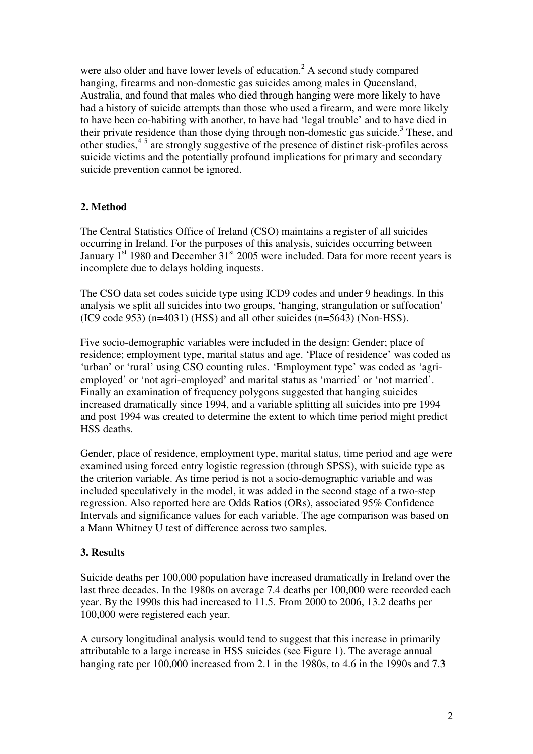were also older and have lower levels of education.[2] A second study compared hanging, firearms and non-domestic gas suicides among males in Queensland, Australia, and found that males who died through hanging were more likely to have had a history of suicide attempts than those who used a firearm, and were more likely to have been co-habiting with another, to have had 'legal trouble' and to have died in their private residence than those dying through non-domestic gas suicide.[3] These, and other studies,[4,5] are strongly suggestive of the presence of distinct risk-profiles across suicide victims and the potentially profound implications for primary and secondary suicide prevention cannot be ignored.

## 2. Method

The Central Statistics Office of Ireland (CSO) maintains a register of all suicides occurring in Ireland. For the purposes of this analysis, suicides occurring between January 1st 1980 and December 31st 2005 were included. Data for more recent years is incomplete due to delays holding inquests.

The CSO data set codes suicide type using ICD9 codes and under 9 headings. In this analysis we split all suicides into two groups, 'hanging, strangulation or suffocation' (IC9 code 953) (n=4031) (HSS) and all other suicides (n=5643) (Non-HSS).

Five socio-demographic variables were included in the design: Gender; place of residence; employment type, marital status and age. 'Place of residence' was coded as 'urban' or 'rural' using CSO counting rules. 'Employment type' was coded as 'agri-employed' or 'not agri-employed' and marital status as 'married' or 'not married'. Finally an examination of frequency polygons suggested that hanging suicides increased dramatically since 1994, and a variable splitting all suicides into pre 1994 and post 1994 was created to determine the extent to which time period might predict HSS deaths.

Gender, place of residence, employment type, marital status, time period and age were examined using forced entry logistic regression (through SPSS), with suicide type as the criterion variable. As time period is not a socio-demographic variable and was included speculatively in the model, it was added in the second stage of a two-step regression. Also reported here are Odds Ratios (ORs), associated 95% Confidence Intervals and significance values for each variable. The age comparison was based on a Mann Whitney U test of difference across two samples.

## 3. Results

Suicide deaths per 100,000 population have increased dramatically in Ireland over the last three decades. In the 1980s on average 7.4 deaths per 100,000 were recorded each year. By the 1990s this had increased to 11.5. From 2000 to 2006, 13.2 deaths per 100,000 were registered each year.

A cursory longitudinal analysis would tend to suggest that this increase in primarily attributable to a large increase in HSS suicides (see Figure 1). The average annual hanging rate per 100,000 increased from 2.1 in the 1980s, to 4.6 in the 1990s and 7.3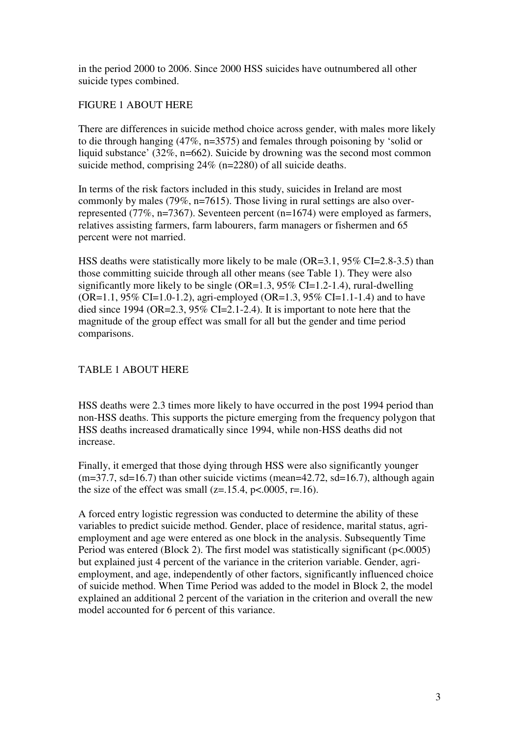in the period 2000 to 2006. Since 2000 HSS suicides have outnumbered all other suicide types combined.

FIGURE 1 ABOUT HERE

There are differences in suicide method choice across gender, with males more likely to die through hanging (47%, n=3575) and females through poisoning by 'solid or liquid substance' (32%, n=662). Suicide by drowning was the second most common suicide method, comprising 24% (n=2280) of all suicide deaths.

In terms of the risk factors included in this study, suicides in Ireland are most commonly by males (79%, n=7615). Those living in rural settings are also over-represented (77%, n=7367). Seventeen percent (n=1674) were employed as farmers, relatives assisting farmers, farm labourers, farm managers or fishermen and 65 percent were not married.

HSS deaths were statistically more likely to be male (OR=3.1, 95% CI=2.8-3.5) than those committing suicide through all other means (see Table 1). They were also significantly more likely to be single (OR=1.3, 95% CI=1.2-1.4), rural-dwelling (OR=1.1, 95% CI=1.0-1.2), agri-employed (OR=1.3, 95% CI=1.1-1.4) and to have died since 1994 (OR=2.3, 95% CI=2.1-2.4). It is important to note here that the magnitude of the group effect was small for all but the gender and time period comparisons.

TABLE 1 ABOUT HERE

HSS deaths were 2.3 times more likely to have occurred in the post 1994 period than non-HSS deaths. This supports the picture emerging from the frequency polygon that HSS deaths increased dramatically since 1994, while non-HSS deaths did not increase.

Finally, it emerged that those dying through HSS were also significantly younger (m=37.7, sd=16.7) than other suicide victims (mean=42.72, sd=16.7), although again the size of the effect was small (z=.15.4, p<.0005, r=.16).

A forced entry logistic regression was conducted to determine the ability of these variables to predict suicide method. Gender, place of residence, marital status, agri-employment and age were entered as one block in the analysis. Subsequently Time Period was entered (Block 2). The first model was statistically significant (p<.0005) but explained just 4 percent of the variance in the criterion variable. Gender, agri-employment, and age, independently of other factors, significantly influenced choice of suicide method. When Time Period was added to the model in Block 2, the model explained an additional 2 percent of the variation in the criterion and overall the new model accounted for 6 percent of this variance.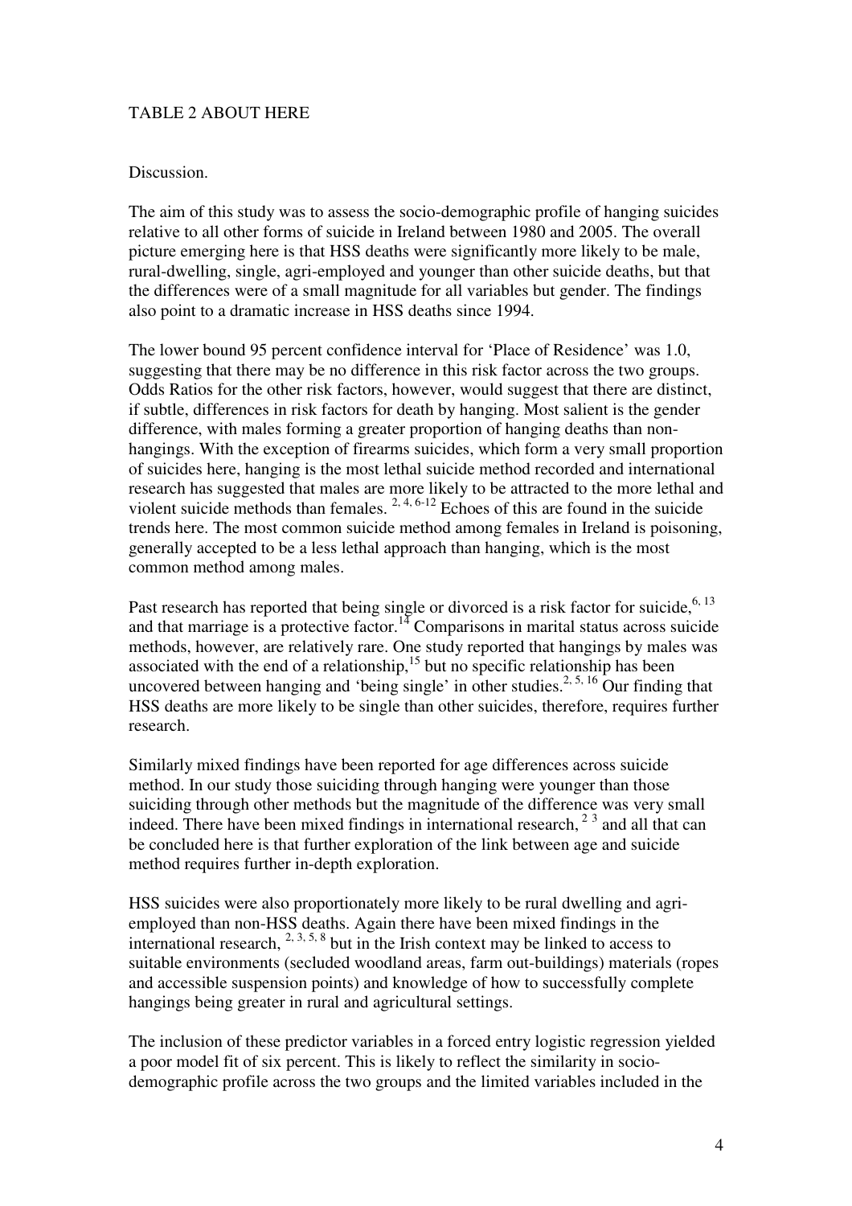TABLE 2 ABOUT HERE

Discussion.

The aim of this study was to assess the socio-demographic profile of hanging suicides relative to all other forms of suicide in Ireland between 1980 and 2005. The overall picture emerging here is that HSS deaths were significantly more likely to be male, rural-dwelling, single, agri-employed and younger than other suicide deaths, but that the differences were of a small magnitude for all variables but gender. The findings also point to a dramatic increase in HSS deaths since 1994.

The lower bound 95 percent confidence interval for 'Place of Residence' was 1.0, suggesting that there may be no difference in this risk factor across the two groups. Odds Ratios for the other risk factors, however, would suggest that there are distinct, if subtle, differences in risk factors for death by hanging. Most salient is the gender difference, with males forming a greater proportion of hanging deaths than non-hangings. With the exception of firearms suicides, which form a very small proportion of suicides here, hanging is the most lethal suicide method recorded and international research has suggested that males are more likely to be attracted to the more lethal and violent suicide methods than females. [2, 4, 6-12] Echoes of this are found in the suicide trends here. The most common suicide method among females in Ireland is poisoning, generally accepted to be a less lethal approach than hanging, which is the most common method among males.

Past research has reported that being single or divorced is a risk factor for suicide,[6, 13] and that marriage is a protective factor.[14] Comparisons in marital status across suicide methods, however, are relatively rare. One study reported that hangings by males was associated with the end of a relationship,[15] but no specific relationship has been uncovered between hanging and 'being single' in other studies.[2, 5, 16] Our finding that HSS deaths are more likely to be single than other suicides, therefore, requires further research.

Similarly mixed findings have been reported for age differences across suicide method. In our study those suiciding through hanging were younger than those suiciding through other methods but the magnitude of the difference was very small indeed. There have been mixed findings in international research, [2 3] and all that can be concluded here is that further exploration of the link between age and suicide method requires further in-depth exploration.

HSS suicides were also proportionately more likely to be rural dwelling and agri-employed than non-HSS deaths. Again there have been mixed findings in the international research, [2, 3, 5, 8] but in the Irish context may be linked to access to suitable environments (secluded woodland areas, farm out-buildings) materials (ropes and accessible suspension points) and knowledge of how to successfully complete hangings being greater in rural and agricultural settings.

The inclusion of these predictor variables in a forced entry logistic regression yielded a poor model fit of six percent. This is likely to reflect the similarity in socio-demographic profile across the two groups and the limited variables included in the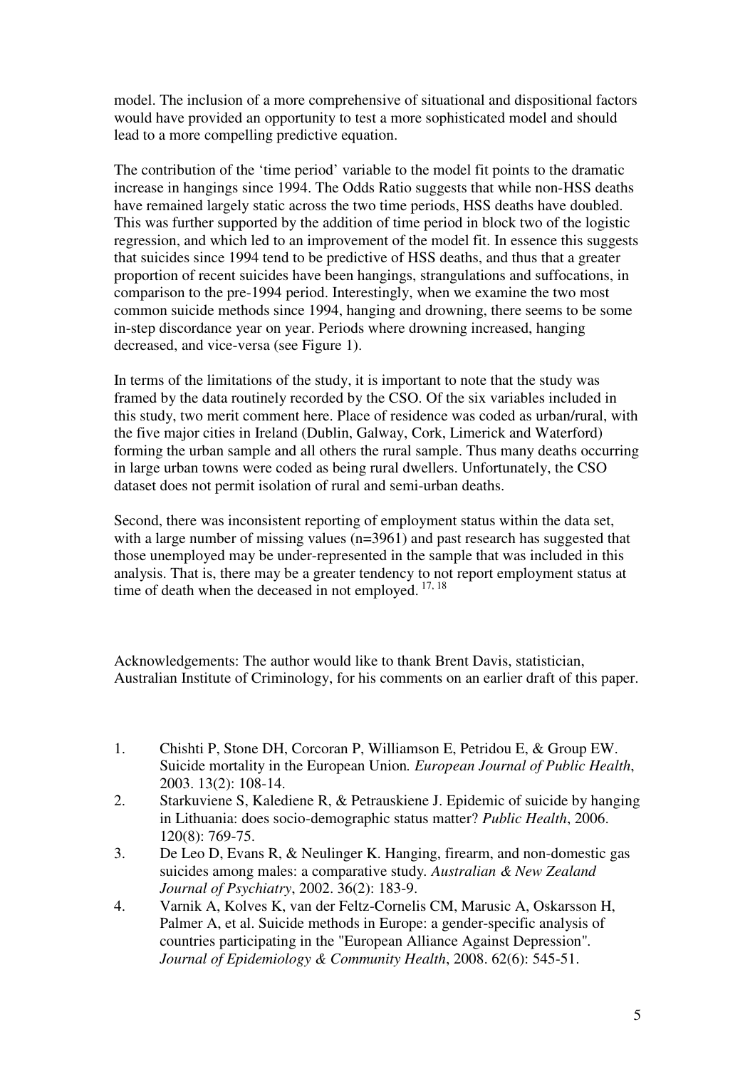model. The inclusion of a more comprehensive of situational and dispositional factors would have provided an opportunity to test a more sophisticated model and should lead to a more compelling predictive equation.

The contribution of the 'time period' variable to the model fit points to the dramatic increase in hangings since 1994. The Odds Ratio suggests that while non-HSS deaths have remained largely static across the two time periods, HSS deaths have doubled. This was further supported by the addition of time period in block two of the logistic regression, and which led to an improvement of the model fit. In essence this suggests that suicides since 1994 tend to be predictive of HSS deaths, and thus that a greater proportion of recent suicides have been hangings, strangulations and suffocations, in comparison to the pre-1994 period. Interestingly, when we examine the two most common suicide methods since 1994, hanging and drowning, there seems to be some in-step discordance year on year. Periods where drowning increased, hanging decreased, and vice-versa (see Figure 1).

In terms of the limitations of the study, it is important to note that the study was framed by the data routinely recorded by the CSO. Of the six variables included in this study, two merit comment here. Place of residence was coded as urban/rural, with the five major cities in Ireland (Dublin, Galway, Cork, Limerick and Waterford) forming the urban sample and all others the rural sample. Thus many deaths occurring in large urban towns were coded as being rural dwellers. Unfortunately, the CSO dataset does not permit isolation of rural and semi-urban deaths.

Second, there was inconsistent reporting of employment status within the data set, with a large number of missing values (n=3961) and past research has suggested that those unemployed may be under-represented in the sample that was included in this analysis. That is, there may be a greater tendency to not report employment status at time of death when the deceased in not employed. [17, 18]

Acknowledgements: The author would like to thank Brent Davis, statistician, Australian Institute of Criminology, for his comments on an earlier draft of this paper.

1. Chishti P, Stone DH, Corcoran P, Williamson E, Petridou E, & Group EW. Suicide mortality in the European Union. *European Journal of Public Health*, 2003. 13(2): 108-14.
2. Starkuviene S, Kalediene R, & Petrauskiene J. Epidemic of suicide by hanging in Lithuania: does socio-demographic status matter? *Public Health*, 2006. 120(8): 769-75.
3. De Leo D, Evans R, & Neulinger K. Hanging, firearm, and non-domestic gas suicides among males: a comparative study. *Australian & New Zealand Journal of Psychiatry*, 2002. 36(2): 183-9.
4. Varnik A, Kolves K, van der Feltz-Cornelis CM, Marusic A, Oskarsson H, Palmer A, et al. Suicide methods in Europe: a gender-specific analysis of countries participating in the "European Alliance Against Depression". *Journal of Epidemiology & Community Health*, 2008. 62(6): 545-51.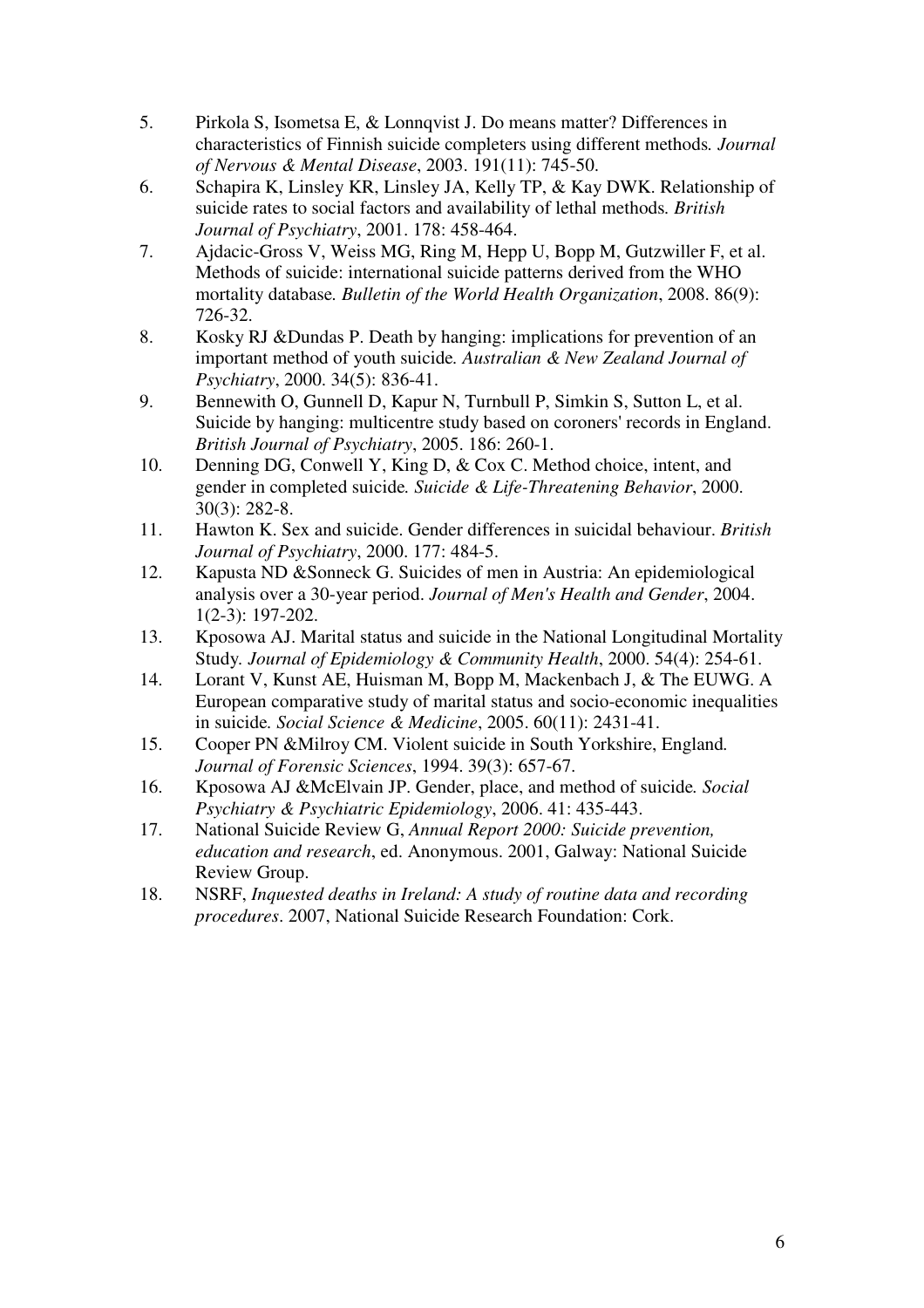5. Pirkola S, Isometsa E, & Lonnqvist J. Do means matter? Differences in characteristics of Finnish suicide completers using different methods. *Journal of Nervous & Mental Disease*, 2003. 191(11): 745-50.
6. Schapira K, Linsley KR, Linsley JA, Kelly TP, & Kay DWK. Relationship of suicide rates to social factors and availability of lethal methods. *British Journal of Psychiatry*, 2001. 178: 458-464.
7. Ajdacic-Gross V, Weiss MG, Ring M, Hepp U, Bopp M, Gutzwiller F, et al. Methods of suicide: international suicide patterns derived from the WHO mortality database. *Bulletin of the World Health Organization*, 2008. 86(9): 726-32.
8. Kosky RJ &Dundas P. Death by hanging: implications for prevention of an important method of youth suicide. *Australian & New Zealand Journal of Psychiatry*, 2000. 34(5): 836-41.
9. Bennewith O, Gunnell D, Kapur N, Turnbull P, Simkin S, Sutton L, et al. Suicide by hanging: multicentre study based on coroners' records in England. *British Journal of Psychiatry*, 2005. 186: 260-1.
10. Denning DG, Conwell Y, King D, & Cox C. Method choice, intent, and gender in completed suicide. *Suicide & Life-Threatening Behavior*, 2000. 30(3): 282-8.
11. Hawton K. Sex and suicide. Gender differences in suicidal behaviour. *British Journal of Psychiatry*, 2000. 177: 484-5.
12. Kapusta ND &Sonneck G. Suicides of men in Austria: An epidemiological analysis over a 30-year period. *Journal of Men's Health and Gender*, 2004. 1(2-3): 197-202.
13. Kposowa AJ. Marital status and suicide in the National Longitudinal Mortality Study. *Journal of Epidemiology & Community Health*, 2000. 54(4): 254-61.
14. Lorant V, Kunst AE, Huisman M, Bopp M, Mackenbach J, & The EUWG. A European comparative study of marital status and socio-economic inequalities in suicide. *Social Science & Medicine*, 2005. 60(11): 2431-41.
15. Cooper PN &Milroy CM. Violent suicide in South Yorkshire, England. *Journal of Forensic Sciences*, 1994. 39(3): 657-67.
16. Kposowa AJ &McElvain JP. Gender, place, and method of suicide. *Social Psychiatry & Psychiatric Epidemiology*, 2006. 41: 435-443.
17. National Suicide Review G, *Annual Report 2000: Suicide prevention, education and research*, ed. Anonymous. 2001, Galway: National Suicide Review Group.
18. NSRF, *Inquested deaths in Ireland: A study of routine data and recording procedures*. 2007, National Suicide Research Foundation: Cork.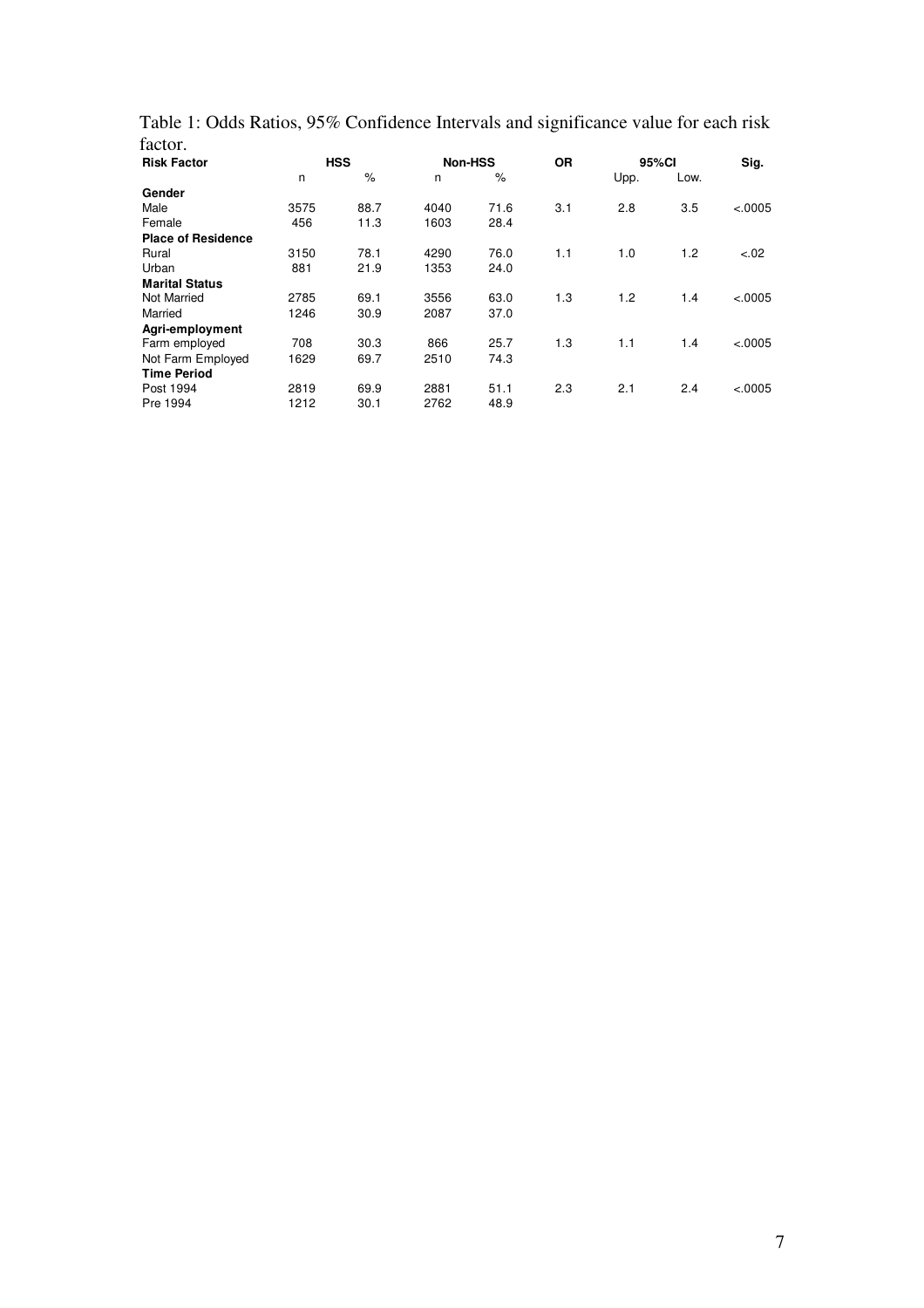Table 1: Odds Ratios, 95% Confidence Intervals and significance value for each risk factor.

| Risk Factor | HSS | | Non-HSS | | OR | 95%CI | | Sig. |
|---|---|---|---|---|---|---|---|---|
| | n | % | n | % | | Upp. | Low. | |
| **Gender** | | | | | | | | |
| Male | 3575 | 88.7 | 4040 | 71.6 | 3.1 | 2.8 | 3.5 | <.0005 |
| Female | 456 | 11.3 | 1603 | 28.4 | | | | |
| **Place of Residence** | | | | | | | | |
| Rural | 3150 | 78.1 | 4290 | 76.0 | 1.1 | 1.0 | 1.2 | <.02 |
| Urban | 881 | 21.9 | 1353 | 24.0 | | | | |
| **Marital Status** | | | | | | | | |
| Not Married | 2785 | 69.1 | 3556 | 63.0 | 1.3 | 1.2 | 1.4 | <.0005 |
| Married | 1246 | 30.9 | 2087 | 37.0 | | | | |
| **Agri-employment** | | | | | | | | |
| Farm employed | 708 | 30.3 | 866 | 25.7 | 1.3 | 1.1 | 1.4 | <.0005 |
| Not Farm Employed | 1629 | 69.7 | 2510 | 74.3 | | | | |
| **Time Period** | | | | | | | | |
| Post 1994 | 2819 | 69.9 | 2881 | 51.1 | 2.3 | 2.1 | 2.4 | <.0005 |
| Pre 1994 | 1212 | 30.1 | 2762 | 48.9 | | | | |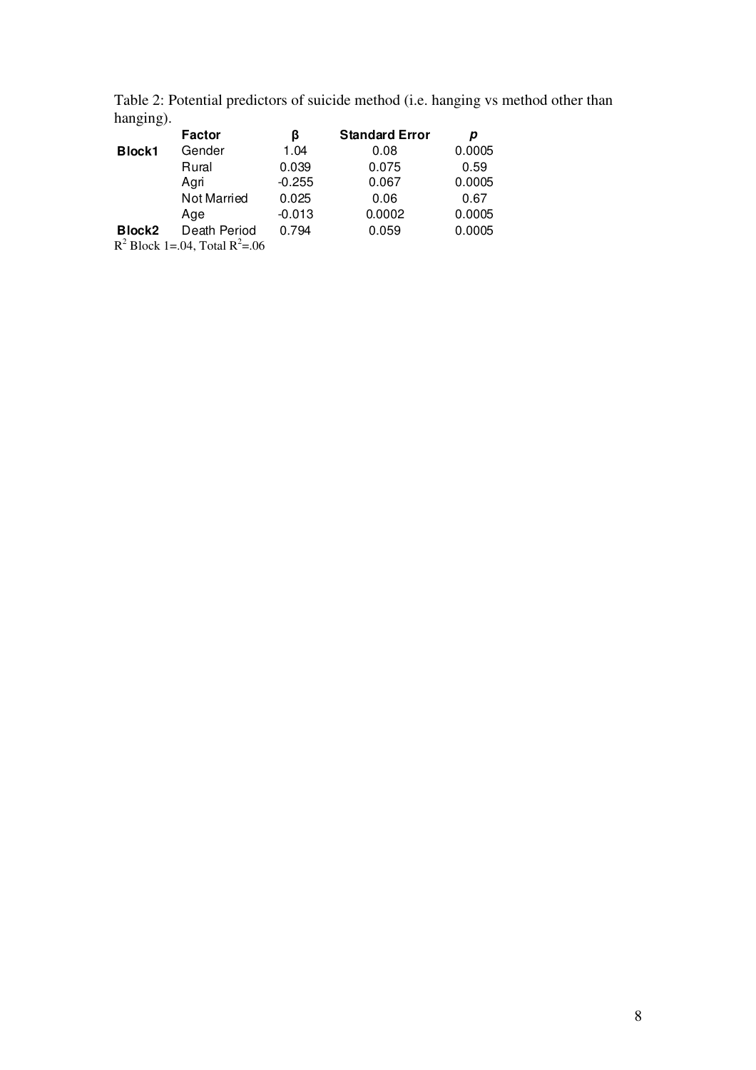Table 2: Potential predictors of suicide method (i.e. hanging vs method other than hanging).

| | Factor | β | Standard Error | *p* |
|---|---|---|---|---|
| **Block1** | Gender | 1.04 | 0.08 | 0.0005 |
| | Rural | 0.039 | 0.075 | 0.59 |
| | Agri | -0.255 | 0.067 | 0.0005 |
| | Not Married | 0.025 | 0.06 | 0.67 |
| | Age | -0.013 | 0.0002 | 0.0005 |
| **Block2** | Death Period | 0.794 | 0.059 | 0.0005 |

$R^2$ Block 1=.04, Total $R^2$=.06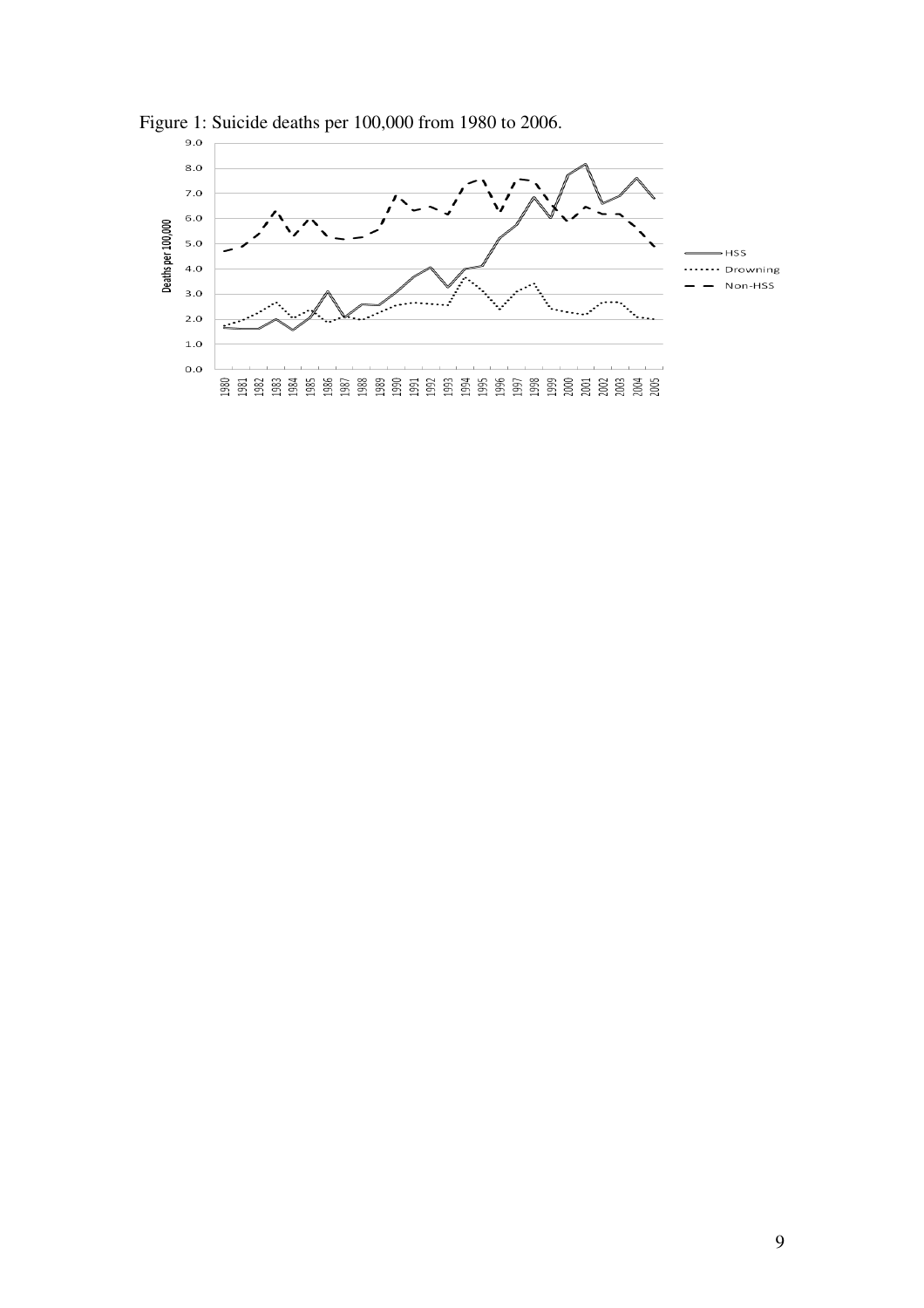Figure 1: Suicide deaths per 100,000 from 1980 to 2006.

Deaths per 100,000

9.0
8.0
7.0
6.0
5.0
4.0
3.0
2.0
1.0
0.0

1980
1981
1982
1983
1984
1985
1986
1987
1988
1989
1990
1991
1992
1993
1994
1995
1996
1997
1998
1999
2000
2001
2002
2003
2004
2005

HSS
Drowning
Non-HSS